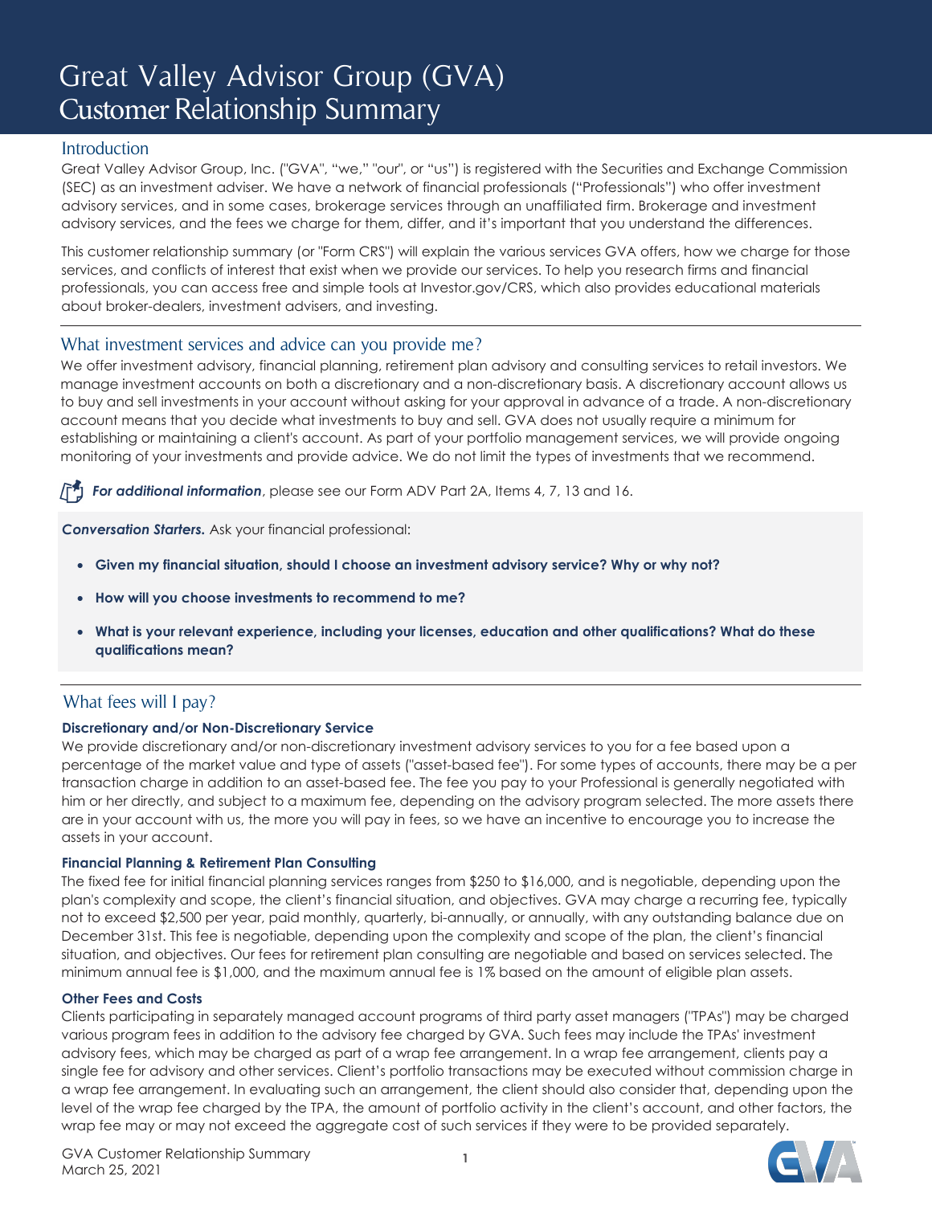# Great Valley Advisor Group (GVA)
# Customer Relationship Summary

## Introduction

Great Valley Advisor Group, Inc. ("GVA", "we," "our", or "us") is registered with the Securities and Exchange Commission (SEC) as an investment adviser. We have a network of financial professionals ("Professionals") who offer investment advisory services, and in some cases, brokerage services through an unaffiliated firm. Brokerage and investment advisory services, and the fees we charge for them, differ, and it's important that you understand the differences.

This customer relationship summary (or "Form CRS") will explain the various services GVA offers, how we charge for those services, and conflicts of interest that exist when we provide our services. To help you research firms and financial professionals, you can access free and simple tools at Investor.gov/CRS, which also provides educational materials about broker-dealers, investment advisers, and investing.

## What investment services and advice can you provide me?

We offer investment advisory, financial planning, retirement plan advisory and consulting services to retail investors. We manage investment accounts on both a discretionary and a non-discretionary basis. A discretionary account allows us to buy and sell investments in your account without asking for your approval in advance of a trade. A non-discretionary account means that you decide what investments to buy and sell. GVA does not usually require a minimum for establishing or maintaining a client's account. As part of your portfolio management services, we will provide ongoing monitoring of your investments and provide advice. We do not limit the types of investments that we recommend.

***For additional information***, please see our Form ADV Part 2A, Items 4, 7, 13 and 16.

***Conversation Starters.*** Ask your financial professional:

- **Given my financial situation, should I choose an investment advisory service? Why or why not?**
- **How will you choose investments to recommend to me?**
- **What is your relevant experience, including your licenses, education and other qualifications? What do these qualifications mean?**

## What fees will I pay?

**Discretionary and/or Non-Discretionary Service**

We provide discretionary and/or non-discretionary investment advisory services to you for a fee based upon a percentage of the market value and type of assets ("asset-based fee"). For some types of accounts, there may be a per transaction charge in addition to an asset-based fee. The fee you pay to your Professional is generally negotiated with him or her directly, and subject to a maximum fee, depending on the advisory program selected. The more assets there are in your account with us, the more you will pay in fees, so we have an incentive to encourage you to increase the assets in your account.

**Financial Planning & Retirement Plan Consulting**

The fixed fee for initial financial planning services ranges from $250 to $16,000, and is negotiable, depending upon the plan's complexity and scope, the client's financial situation, and objectives. GVA may charge a recurring fee, typically not to exceed $2,500 per year, paid monthly, quarterly, bi-annually, or annually, with any outstanding balance due on December 31st. This fee is negotiable, depending upon the complexity and scope of the plan, the client's financial situation, and objectives. Our fees for retirement plan consulting are negotiable and based on services selected. The minimum annual fee is $1,000, and the maximum annual fee is 1% based on the amount of eligible plan assets.

**Other Fees and Costs**

Clients participating in separately managed account programs of third party asset managers ("TPAs") may be charged various program fees in addition to the advisory fee charged by GVA. Such fees may include the TPAs' investment advisory fees, which may be charged as part of a wrap fee arrangement. In a wrap fee arrangement, clients pay a single fee for advisory and other services. Client's portfolio transactions may be executed without commission charge in a wrap fee arrangement. In evaluating such an arrangement, the client should also consider that, depending upon the level of the wrap fee charged by the TPA, the amount of portfolio activity in the client's account, and other factors, the wrap fee may or may not exceed the aggregate cost of such services if they were to be provided separately.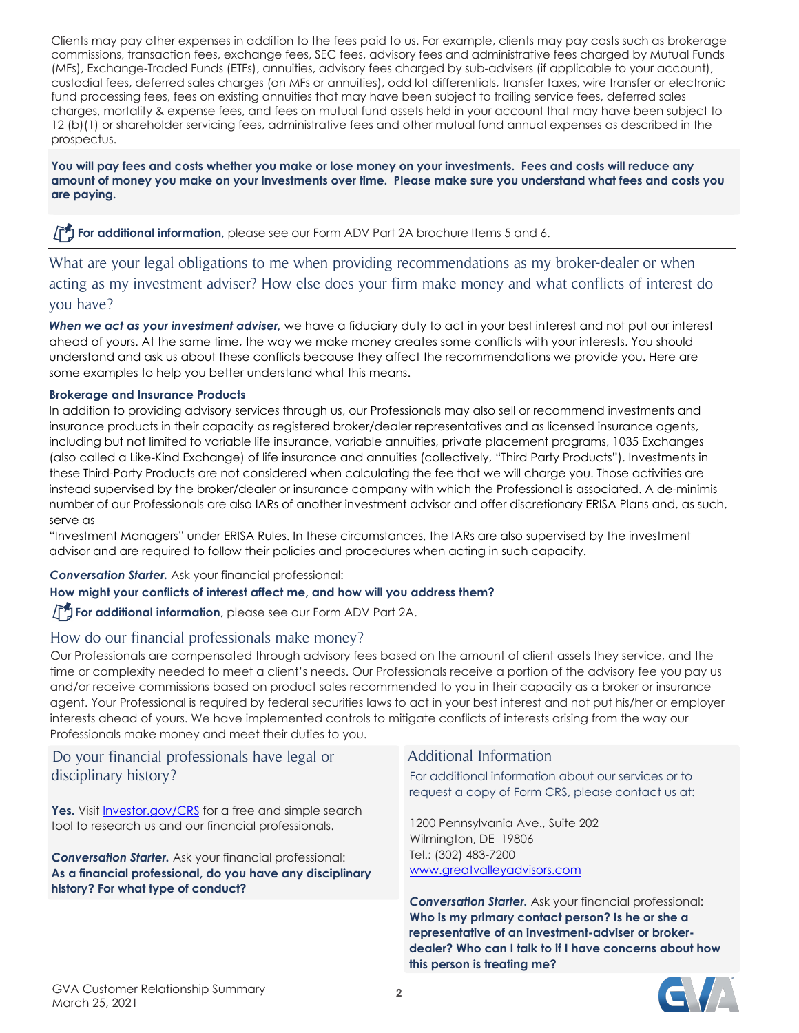Clients may pay other expenses in addition to the fees paid to us. For example, clients may pay costs such as brokerage commissions, transaction fees, exchange fees, SEC fees, advisory fees and administrative fees charged by Mutual Funds (MFs), Exchange-Traded Funds (ETFs), annuities, advisory fees charged by sub-advisers (if applicable to your account), custodial fees, deferred sales charges (on MFs or annuities), odd lot differentials, transfer taxes, wire transfer or electronic fund processing fees, fees on existing annuities that may have been subject to trailing service fees, deferred sales charges, mortality & expense fees, and fees on mutual fund assets held in your account that may have been subject to 12 (b)(1) or shareholder servicing fees, administrative fees and other mutual fund annual expenses as described in the prospectus.

**You will pay fees and costs whether you make or lose money on your investments. Fees and costs will reduce any amount of money you make on your investments over time. Please make sure you understand what fees and costs you are paying.**

**For additional information,** please see our Form ADV Part 2A brochure Items 5 and 6.

## What are your legal obligations to me when providing recommendations as my broker-dealer or when acting as my investment adviser? How else does your firm make money and what conflicts of interest do you have?

***When we act as your investment adviser,*** we have a fiduciary duty to act in your best interest and not put our interest ahead of yours. At the same time, the way we make money creates some conflicts with your interests. You should understand and ask us about these conflicts because they affect the recommendations we provide you. Here are some examples to help you better understand what this means.

**Brokerage and Insurance Products**

In addition to providing advisory services through us, our Professionals may also sell or recommend investments and insurance products in their capacity as registered broker/dealer representatives and as licensed insurance agents, including but not limited to variable life insurance, variable annuities, private placement programs, 1035 Exchanges (also called a Like-Kind Exchange) of life insurance and annuities (collectively, "Third Party Products"). Investments in these Third-Party Products are not considered when calculating the fee that we will charge you. Those activities are instead supervised by the broker/dealer or insurance company with which the Professional is associated. A de-minimis number of our Professionals are also IARs of another investment advisor and offer discretionary ERISA Plans and, as such, serve as "Investment Managers" under ERISA Rules. In these circumstances, the IARs are also supervised by the investment advisor and are required to follow their policies and procedures when acting in such capacity.

***Conversation Starter.*** Ask your financial professional:

**How might your conflicts of interest affect me, and how will you address them?**

**For additional information**, please see our Form ADV Part 2A.

## How do our financial professionals make money?

Our Professionals are compensated through advisory fees based on the amount of client assets they service, and the time or complexity needed to meet a client's needs. Our Professionals receive a portion of the advisory fee you pay us and/or receive commissions based on product sales recommended to you in their capacity as a broker or insurance agent. Your Professional is required by federal securities laws to act in your best interest and not put his/her or employer interests ahead of yours. We have implemented controls to mitigate conflicts of interests arising from the way our Professionals make money and meet their duties to you.

## Do your financial professionals have legal or disciplinary history?

**Yes.** Visit Investor.gov/CRS for a free and simple search tool to research us and our financial professionals.

***Conversation Starter.*** Ask your financial professional:
**As a financial professional, do you have any disciplinary history? For what type of conduct?**

## Additional Information

For additional information about our services or to request a copy of Form CRS, please contact us at:

1200 Pennsylvania Ave., Suite 202
Wilmington, DE 19806
Tel.: (302) 483-7200
www.greatvalleyadvisors.com

***Conversation Starter.*** Ask your financial professional:
**Who is my primary contact person? Is he or she a representative of an investment-adviser or broker-dealer? Who can I talk to if I have concerns about how this person is treating me?**